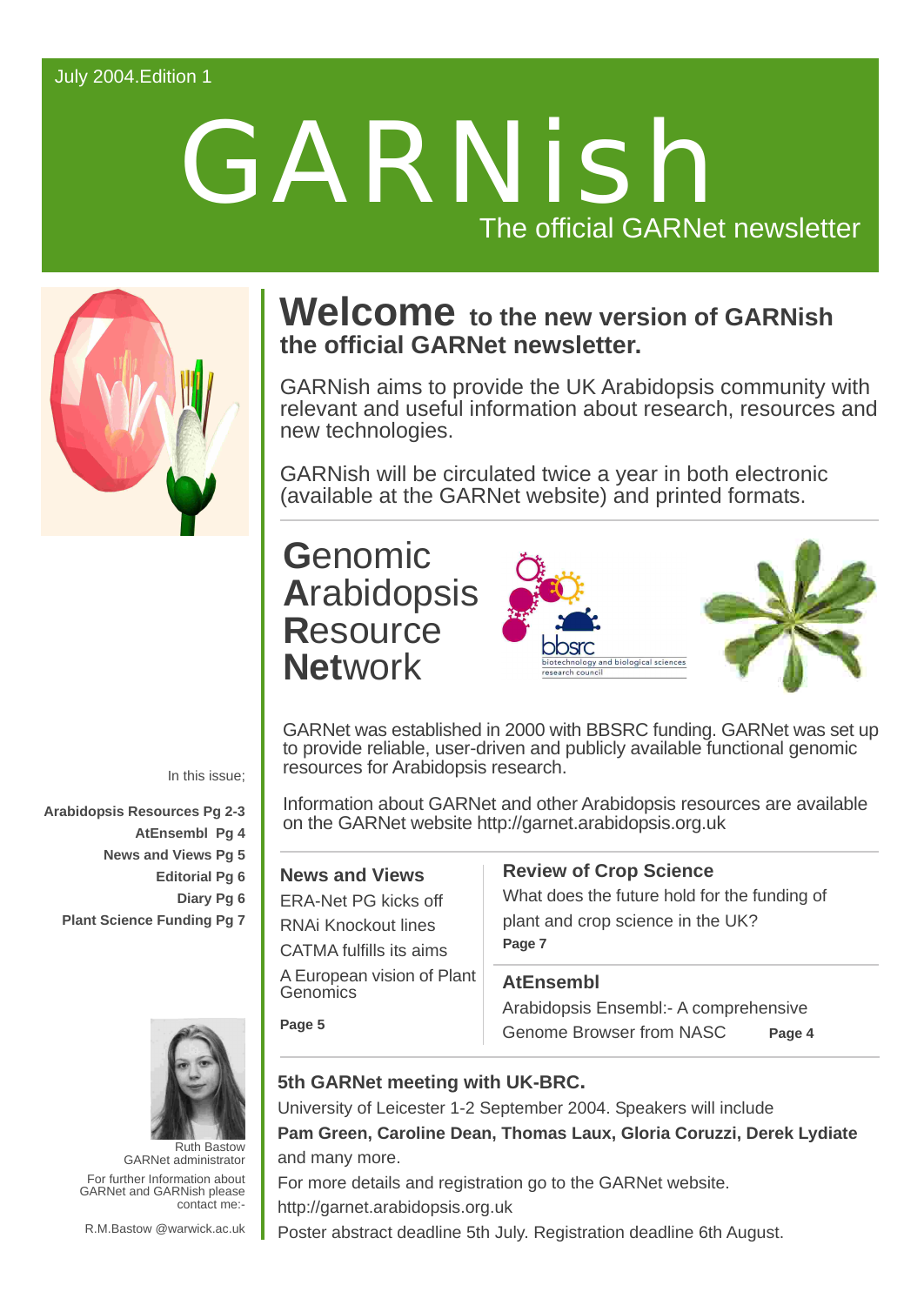July 2004.Edition 1

# GARNish

The official GARNet newsletter

## Welcome to the new version of GARNish the official GARNet newsletter.

GARNish aims to provide the UK Arabidopsis community with relevant and useful information about research, resources and new technologies.

GARNish will be circulated twice a year in both electronic (available at the GARNet website) and printed formats.

**G**enomic **A**rabidopsis **R**esource **Net**work

bbsrc
biotechnology and biological sciences research council

GARNet was established in 2000 with BBSRC funding. GARNet was set up to provide reliable, user-driven and publicly available functional genomic resources for Arabidopsis research.

Information about GARNet and other Arabidopsis resources are available on the GARNet website http://garnet.arabidopsis.org.uk

### News and Views

ERA-Net PG kicks off

RNAi Knockout lines

CATMA fulfills its aims

A European vision of Plant Genomics

**Page 5**

### Review of Crop Science

What does the future hold for the funding of plant and crop science in the UK?

**Page 7**

### AtEnsembl

Arabidopsis Ensembl:- A comprehensive Genome Browser from NASC **Page 4**

### 5th GARNet meeting with UK-BRC.

University of Leicester 1-2 September 2004. Speakers will include **Pam Green, Caroline Dean, Thomas Laux, Gloria Coruzzi, Derek Lydiate** and many more.

For more details and registration go to the GARNet website.
http://garnet.arabidopsis.org.uk

Poster abstract deadline 5th July. Registration deadline 6th August.

In this issue;

- **Arabidopsis Resources Pg 2-3**
- **AtEnsembl Pg 4**
- **News and Views Pg 5**
- **Editorial Pg 6**
- **Diary Pg 6**
- **Plant Science Funding Pg 7**

Ruth Bastow
GARNet administrator

For further Information about GARNet and GARNish please contact me:-

R.M.Bastow @warwick.ac.uk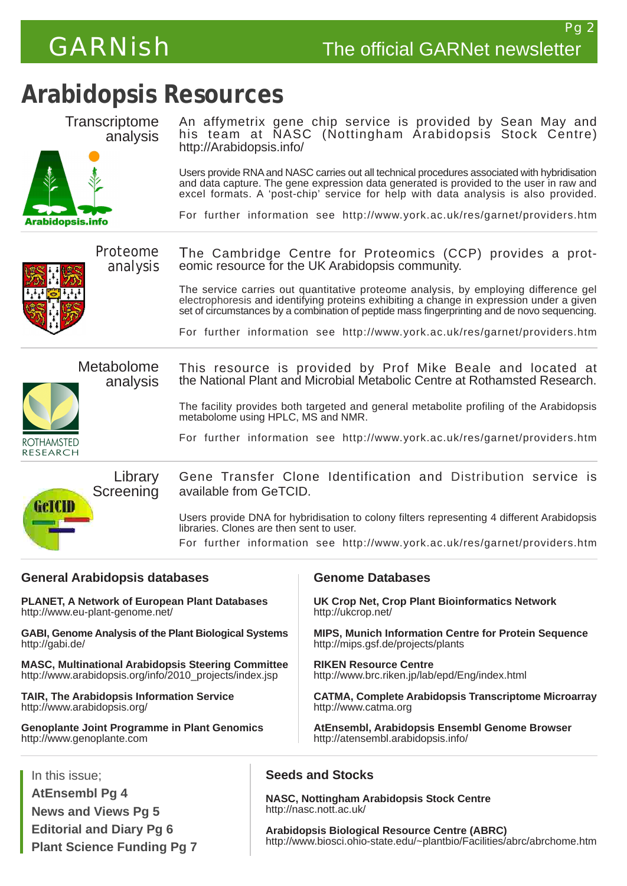# Arabidopsis Resources

## Transcriptome analysis

An affymetrix gene chip service is provided by Sean May and his team at NASC (Nottingham Arabidopsis Stock Centre) http://Arabidopsis.info/

Users provide RNA and NASC carries out all technical procedures associated with hybridisation and data capture. The gene expression data generated is provided to the user in raw and excel formats. A 'post-chip' service for help with data analysis is also provided.

For further information see http://www.york.ac.uk/res/garnet/providers.htm

## Proteome analysis

The Cambridge Centre for Proteomics (CCP) provides a proteomic resource for the UK Arabidopsis community.

The service carries out quantitative proteome analysis, by employing difference gel electrophoresis and identifying proteins exhibiting a change in expression under a given set of circumstances by a combination of peptide mass fingerprinting and de novo sequencing.

For further information see http://www.york.ac.uk/res/garnet/providers.htm

## Metabolome analysis

This resource is provided by Prof Mike Beale and located at the National Plant and Microbial Metabolic Centre at Rothamsted Research.

The facility provides both targeted and general metabolite profiling of the Arabidopsis metabolome using HPLC, MS and NMR.

For further information see http://www.york.ac.uk/res/garnet/providers.htm

## Library Screening

Gene Transfer Clone Identification and Distribution service is available from GeTCID.

Users provide DNA for hybridisation to colony filters representing 4 different Arabidopsis libraries. Clones are then sent to user.

For further information see http://www.york.ac.uk/res/garnet/providers.htm

## General Arabidopsis databases

**PLANET, A Network of European Plant Databases**
http://www.eu-plant-genome.net/

**GABI, Genome Analysis of the Plant Biological Systems**
http://gabi.de/

**MASC, Multinational Arabidopsis Steering Committee**
http://www.arabidopsis.org/info/2010_projects/index.jsp

**TAIR, The Arabidopsis Information Service**
http://www.arabidopsis.org/

**Genoplante Joint Programme in Plant Genomics**
http://www.genoplante.com

## Genome Databases

**UK Crop Net, Crop Plant Bioinformatics Network**
http://ukcrop.net/

**MIPS, Munich Information Centre for Protein Sequence**
http://mips.gsf.de/projects/plants

**RIKEN Resource Centre**
http://www.brc.riken.jp/lab/epd/Eng/index.html

**CATMA, Complete Arabidopsis Transcriptome Microarray**
http://www.catma.org

**AtEnsembl, Arabidopsis Ensembl Genome Browser**
http://atensembl.arabidopsis.info/

In this issue;

**AtEnsembl Pg 4**
**News and Views Pg 5**
**Editorial and Diary Pg 6**
**Plant Science Funding Pg 7**

## Seeds and Stocks

**NASC, Nottingham Arabidopsis Stock Centre**
http://nasc.nott.ac.uk/

**Arabidopsis Biological Resource Centre (ABRC)**
http://www.biosci.ohio-state.edu/~plantbio/Facilities/abrc/abrchome.htm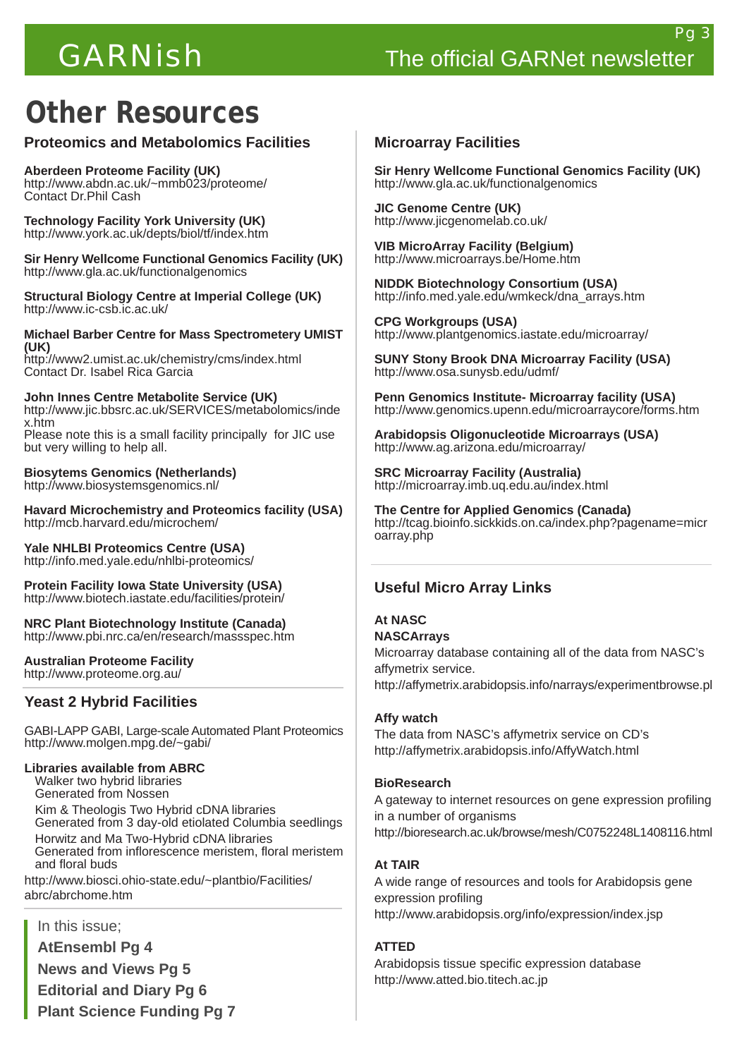# Other Resources

## Proteomics and Metabolomics Facilities

**Aberdeen Proteome Facility (UK)**
http://www.abdn.ac.uk/~mmb023/proteome/
Contact Dr.Phil Cash

**Technology Facility York University (UK)**
http://www.york.ac.uk/depts/biol/tf/index.htm

**Sir Henry Wellcome Functional Genomics Facility (UK)**
http://www.gla.ac.uk/functionalgenomics

**Structural Biology Centre at Imperial College (UK)**
http://www.ic-csb.ic.ac.uk/

**Michael Barber Centre for Mass Spectrometery UMIST (UK)**
http://www2.umist.ac.uk/chemistry/cms/index.html
Contact Dr. Isabel Rica Garcia

**John Innes Centre Metabolite Service (UK)**
http://www.jic.bbsrc.ac.uk/SERVICES/metabolomics/index.htm
Please note this is a small facility principally for JIC use but very willing to help all.

**Biosytems Genomics (Netherlands)**
http://www.biosystemsgenomics.nl/

**Havard Microchemistry and Proteomics facility (USA)**
http://mcb.harvard.edu/microchem/

**Yale NHLBI Proteomics Centre (USA)**
http://info.med.yale.edu/nhlbi-proteomics/

**Protein Facility Iowa State University (USA)**
http://www.biotech.iastate.edu/facilities/protein/

**NRC Plant Biotechnology Institute (Canada)**
http://www.pbi.nrc.ca/en/research/massspec.htm

**Australian Proteome Facility**
http://www.proteome.org.au/

## Yeast 2 Hybrid Facilities

GABI-LAPP GABI, Large-scale Automated Plant Proteomics
http://www.molgen.mpg.de/~gabi/

**Libraries available from ABRC**
- Walker two hybrid libraries
  Generated from Nossen
- Kim & Theologis Two Hybrid cDNA libraries
  Generated from 3 day-old etiolated Columbia seedlings
- Horwitz and Ma Two-Hybrid cDNA libraries
  Generated from inflorescence meristem, floral meristem and floral buds

http://www.biosci.ohio-state.edu/~plantbio/Facilities/abrc/abrchome.htm

In this issue;
**AtEnsembl Pg 4**
**News and Views Pg 5**
**Editorial and Diary Pg 6**
**Plant Science Funding Pg 7**

## Microarray Facilities

**Sir Henry Wellcome Functional Genomics Facility (UK)**
http://www.gla.ac.uk/functionalgenomics

**JIC Genome Centre (UK)**
http://www.jicgenomelab.co.uk/

**VIB MicroArray Facility (Belgium)**
http://www.microarrays.be/Home.htm

**NIDDK Biotechnology Consortium (USA)**
http://info.med.yale.edu/wmkeck/dna_arrays.htm

**CPG Workgroups (USA)**
http://www.plantgenomics.iastate.edu/microarray/

**SUNY Stony Brook DNA Microarray Facility (USA)**
http://www.osa.sunysb.edu/udmf/

**Penn Genomics Institute- Microarray facility (USA)**
http://www.genomics.upenn.edu/microarraycore/forms.htm

**Arabidopsis Oligonucleotide Microarrays (USA)**
http://www.ag.arizona.edu/microarray/

**SRC Microarray Facility (Australia)**
http://microarray.imb.uq.edu.au/index.html

**The Centre for Applied Genomics (Canada)**
http://tcag.bioinfo.sickkids.on.ca/index.php?pagename=microarray.php

## Useful Micro Array Links

**At NASC**
**NASCArrays**
Microarray database containing all of the data from NASC's affymetrix service.
http://affymetrix.arabidopsis.info/narrays/experimentbrowse.pl

**Affy watch**
The data from NASC's affymetrix service on CD's
http://affymetrix.arabidopsis.info/AffyWatch.html

**BioResearch**
A gateway to internet resources on gene expression profiling in a number of organisms
http://bioresearch.ac.uk/browse/mesh/C0752248L1408116.html

**At TAIR**
A wide range of resources and tools for Arabidopsis gene expression profiling
http://www.arabidopsis.org/info/expression/index.jsp

**ATTED**
Arabidopsis tissue specific expression database
http://www.atted.bio.titech.ac.jp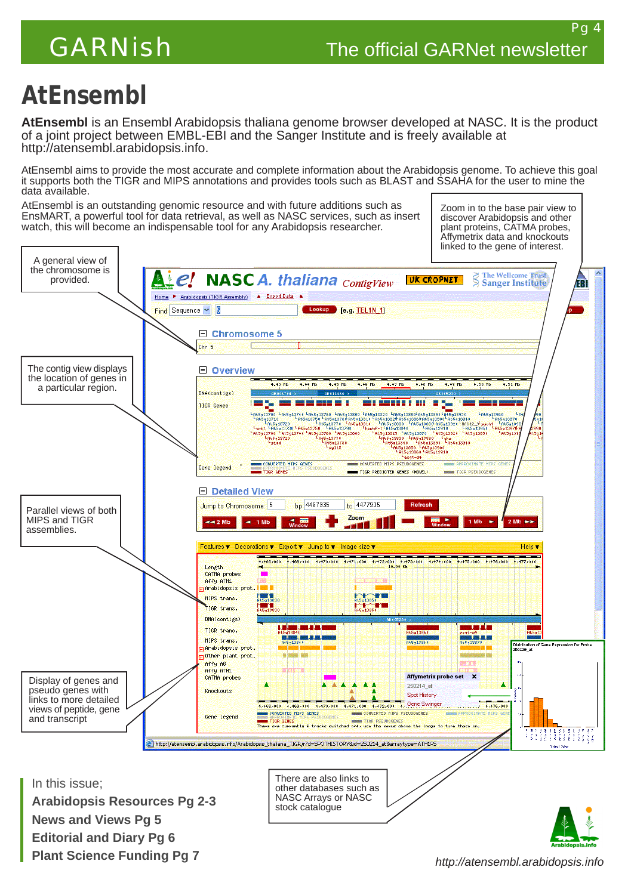# AtEnsembl

**AtEnsembl** is an Ensembl Arabidopsis thaliana genome browser developed at NASC. It is the product of a joint project between EMBL-EBI and the Sanger Institute and is freely available at http://atensembl.arabidopsis.info.

AtEnsembl aims to provide the most accurate and complete information about the Arabidopsis genome. To achieve this goal it supports both the TIGR and MIPS annotations and provides tools such as BLAST and SSAHA for the user to mine the data available.

AtEnsembl is an outstanding genomic resource and with future additions such as EnsMART, a powerful tool for data retrieval, as well as NASC services, such as insert watch, this will become an indispensable tool for any Arabidopsis researcher.

Zoom in to the base pair view to discover Arabidopsis and other plant proteins, CATMA probes, Affymetrix data and knockouts linked to the gene of interest.

A general view of the chromosome is provided.

The contig view displays the location of genes in a particular region.

Parallel views of both MIPS and TIGR assemblies.

Display of genes and pseudo genes with links to more detailed views of peptide, gene and transcript

There are also links to other databases such as NASC Arrays or NASC stock catalogue

In this issue;

**Arabidopsis Resources Pg 2-3**
**News and Views Pg 5**
**Editorial and Diary Pg 6**
**Plant Science Funding Pg 7**

*http://atensembl.arabidopsis.info*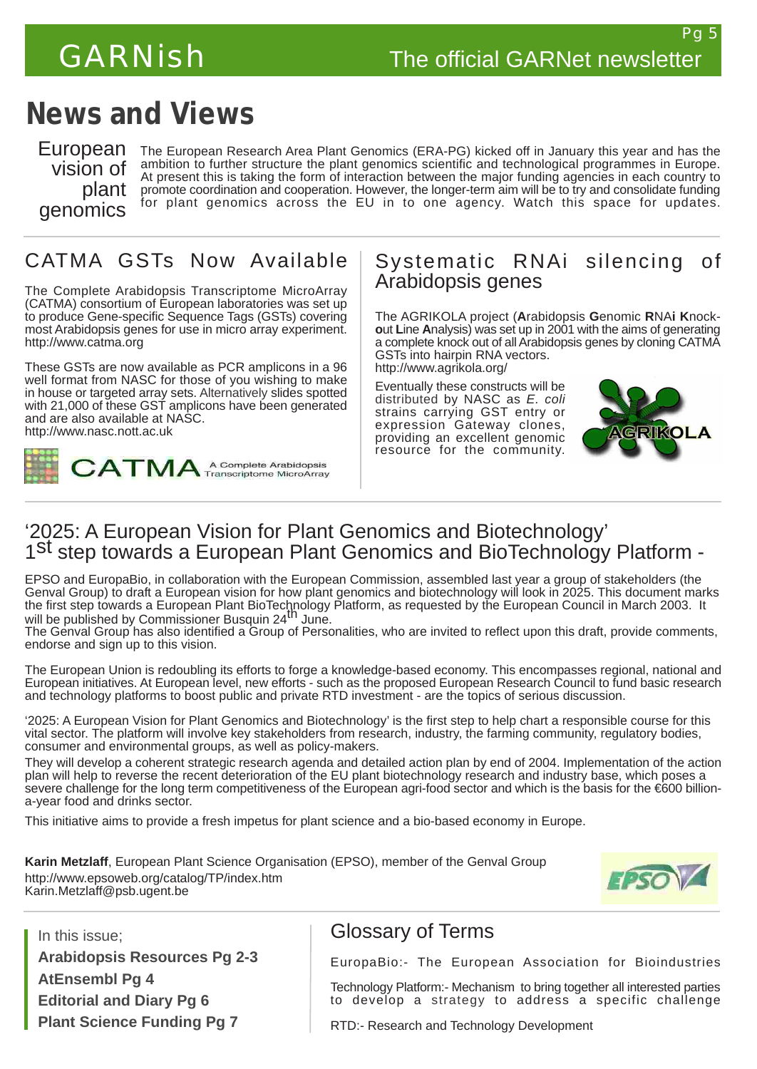# News and Views

## European vision of plant genomics

The European Research Area Plant Genomics (ERA-PG) kicked off in January this year and has the ambition to further structure the plant genomics scientific and technological programmes in Europe. At present this is taking the form of interaction between the major funding agencies in each country to promote coordination and cooperation. However, the longer-term aim will be to try and consolidate funding for plant genomics across the EU in to one agency. Watch this space for updates.

## CATMA GSTs Now Available

The Complete Arabidopsis Transcriptome MicroArray (CATMA) consortium of European laboratories was set up to produce Gene-specific Sequence Tags (GSTs) covering most Arabidopsis genes for use in micro array experiment.
http://www.catma.org

These GSTs are now available as PCR amplicons in a 96 well format from NASC for those of you wishing to make in house or targeted array sets. Alternatively slides spotted with 21,000 of these GST amplicons have been generated and are also available at NASC.
http://www.nasc.nott.ac.uk

CATMA A Complete Arabidopsis Transcriptome MicroArray

## Systematic RNAi silencing of Arabidopsis genes

The AGRIKOLA project (**A**rabidopsis **G**enomic **R**NA**i** **K**nock-**o**ut **L**ine **A**nalysis) was set up in 2001 with the aims of generating a complete knock out of all Arabidopsis genes by cloning CATMA GSTs into hairpin RNA vectors.
http://www.agrikola.org/

Eventually these constructs will be distributed by NASC as *E. coli* strains carrying GST entry or expression Gateway clones, providing an excellent genomic resource for the community.

AGRIKOLA

## '2025: A European Vision for Plant Genomics and Biotechnology' 1st step towards a European Plant Genomics and BioTechnology Platform -

EPSO and EuropaBio, in collaboration with the European Commission, assembled last year a group of stakeholders (the Genval Group) to draft a European vision for how plant genomics and biotechnology will look in 2025. This document marks the first step towards a European Plant BioTechnology Platform, as requested by the European Council in March 2003. It will be published by Commissioner Busquin 24th June.
The Genval Group has also identified a Group of Personalities, who are invited to reflect upon this draft, provide comments, endorse and sign up to this vision.

The European Union is redoubling its efforts to forge a knowledge-based economy. This encompasses regional, national and European initiatives. At European level, new efforts - such as the proposed European Research Council to fund basic research and technology platforms to boost public and private RTD investment - are the topics of serious discussion.

'2025: A European Vision for Plant Genomics and Biotechnology' is the first step to help chart a responsible course for this vital sector. The platform will involve key stakeholders from research, industry, the farming community, regulatory bodies, consumer and environmental groups, as well as policy-makers.
They will develop a coherent strategic research agenda and detailed action plan by end of 2004. Implementation of the action plan will help to reverse the recent deterioration of the EU plant biotechnology research and industry base, which poses a severe challenge for the long term competitiveness of the European agri-food sector and which is the basis for the €600 billion-a-year food and drinks sector.

This initiative aims to provide a fresh impetus for plant science and a bio-based economy in Europe.

**Karin Metzlaff**, European Plant Science Organisation (EPSO), member of the Genval Group
http://www.epsoweb.org/catalog/TP/index.htm
Karin.Metzlaff@psb.ugent.be

EPSO

In this issue;

**Arabidopsis Resources Pg 2-3**
**AtEnsembl Pg 4**
**Editorial and Diary Pg 6**
**Plant Science Funding Pg 7**

## Glossary of Terms

EuropaBio:- The European Association for Bioindustries

Technology Platform:- Mechanism to bring together all interested parties to develop a strategy to address a specific challenge

RTD:- Research and Technology Development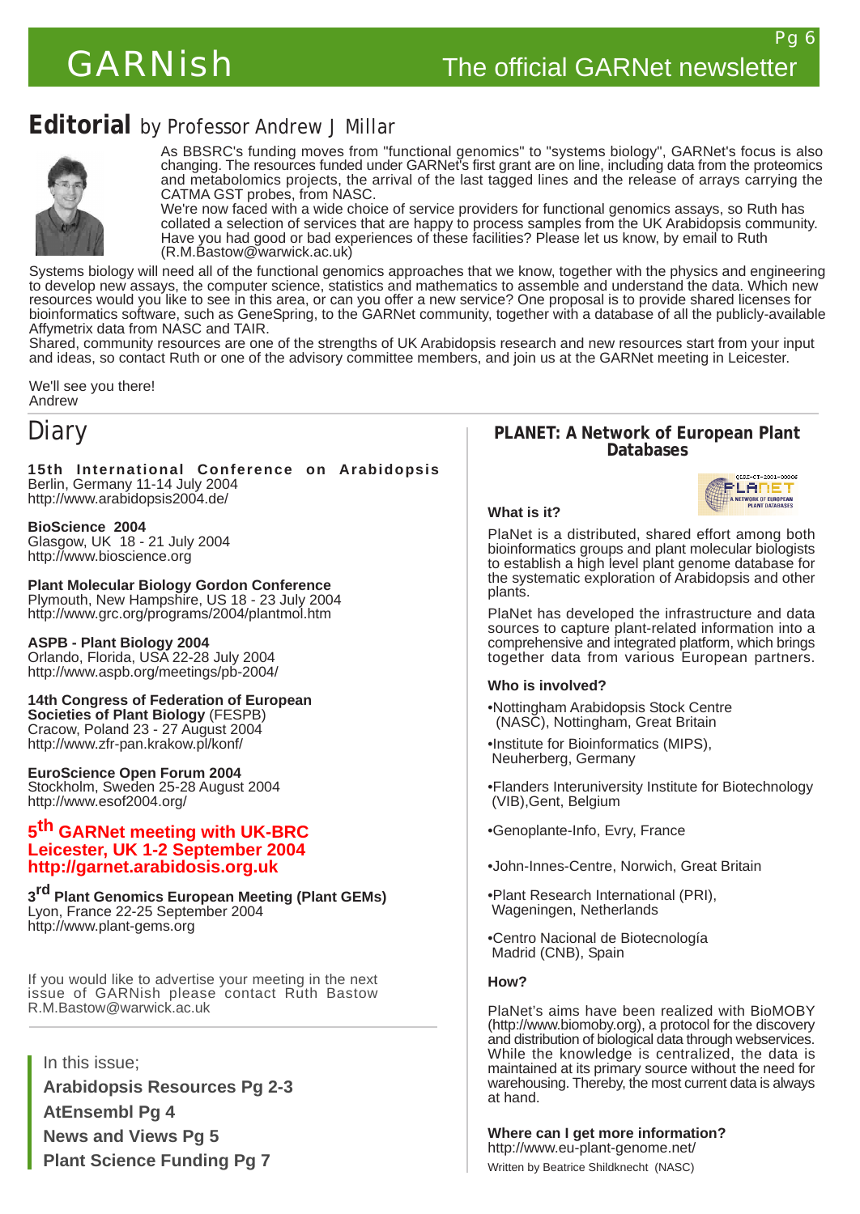## Editorial by Professor Andrew J Millar

As BBSRC's funding moves from "functional genomics" to "systems biology", GARNet's focus is also changing. The resources funded under GARNet's first grant are on line, including data from the proteomics and metabolomics projects, the arrival of the last tagged lines and the release of arrays carrying the CATMA GST probes, from NASC.

We're now faced with a wide choice of service providers for functional genomics assays, so Ruth has collated a selection of services that are happy to process samples from the UK Arabidopsis community. Have you had good or bad experiences of these facilities? Please let us know, by email to Ruth (R.M.Bastow@warwick.ac.uk)

Systems biology will need all of the functional genomics approaches that we know, together with the physics and engineering to develop new assays, the computer science, statistics and mathematics to assemble and understand the data. Which new resources would you like to see in this area, or can you offer a new service? One proposal is to provide shared licenses for bioinformatics software, such as GeneSpring, to the GARNet community, together with a database of all the publicly-available Affymetrix data from NASC and TAIR.

Shared, community resources are one of the strengths of UK Arabidopsis research and new resources start from your input and ideas, so contact Ruth or one of the advisory committee members, and join us at the GARNet meeting in Leicester.

We'll see you there!
Andrew

## Diary

**15th International Conference on Arabidopsis**
Berlin, Germany 11-14 July 2004
http://www.arabidopsis2004.de/

**BioScience 2004**
Glasgow, UK 18 - 21 July 2004
http://www.bioscience.org

**Plant Molecular Biology Gordon Conference**
Plymouth, New Hampshire, US 18 - 23 July 2004
http://www.grc.org/programs/2004/plantmol.htm

**ASPB - Plant Biology 2004**
Orlando, Florida, USA 22-28 July 2004
http://www.aspb.org/meetings/pb-2004/

**14th Congress of Federation of European Societies of Plant Biology** (FESPB)
Cracow, Poland 23 - 27 August 2004
http://www.zfr-pan.krakow.pl/konf/

**EuroScience Open Forum 2004**
Stockholm, Sweden 25-28 August 2004
http://www.esof2004.org/

**5th GARNet meeting with UK-BRC**
**Leicester, UK 1-2 September 2004**
**http://garnet.arabidosis.org.uk**

**3rd Plant Genomics European Meeting (Plant GEMs)**
Lyon, France 22-25 September 2004
http://www.plant-gems.org

If you would like to advertise your meeting in the next issue of GARNish please contact Ruth Bastow R.M.Bastow@warwick.ac.uk

In this issue;

**Arabidopsis Resources Pg 2-3**
**AtEnsembl Pg 4**
**News and Views Pg 5**
**Plant Science Funding Pg 7**

## PLANET: A Network of European Plant Databases

**What is it?**

PlaNet is a distributed, shared effort among both bioinformatics groups and plant molecular biologists to establish a high level plant genome database for the systematic exploration of Arabidopsis and other plants.

PlaNet has developed the infrastructure and data sources to capture plant-related information into a comprehensive and integrated platform, which brings together data from various European partners.

**Who is involved?**

- Nottingham Arabidopsis Stock Centre (NASC), Nottingham, Great Britain
- Institute for Bioinformatics (MIPS), Neuherberg, Germany
- Flanders Interuniversity Institute for Biotechnology (VIB), Gent, Belgium
- Genoplante-Info, Evry, France
- John-Innes-Centre, Norwich, Great Britain
- Plant Research International (PRI), Wageningen, Netherlands
- Centro Nacional de Biotecnología Madrid (CNB), Spain

**How?**

PlaNet's aims have been realized with BioMOBY (http://www.biomoby.org), a protocol for the discovery and distribution of biological data through webservices. While the knowledge is centralized, the data is maintained at its primary source without the need for warehousing. Thereby, the most current data is always at hand.

**Where can I get more information?**
http://www.eu-plant-genome.net/

Written by Beatrice Shildknecht (NASC)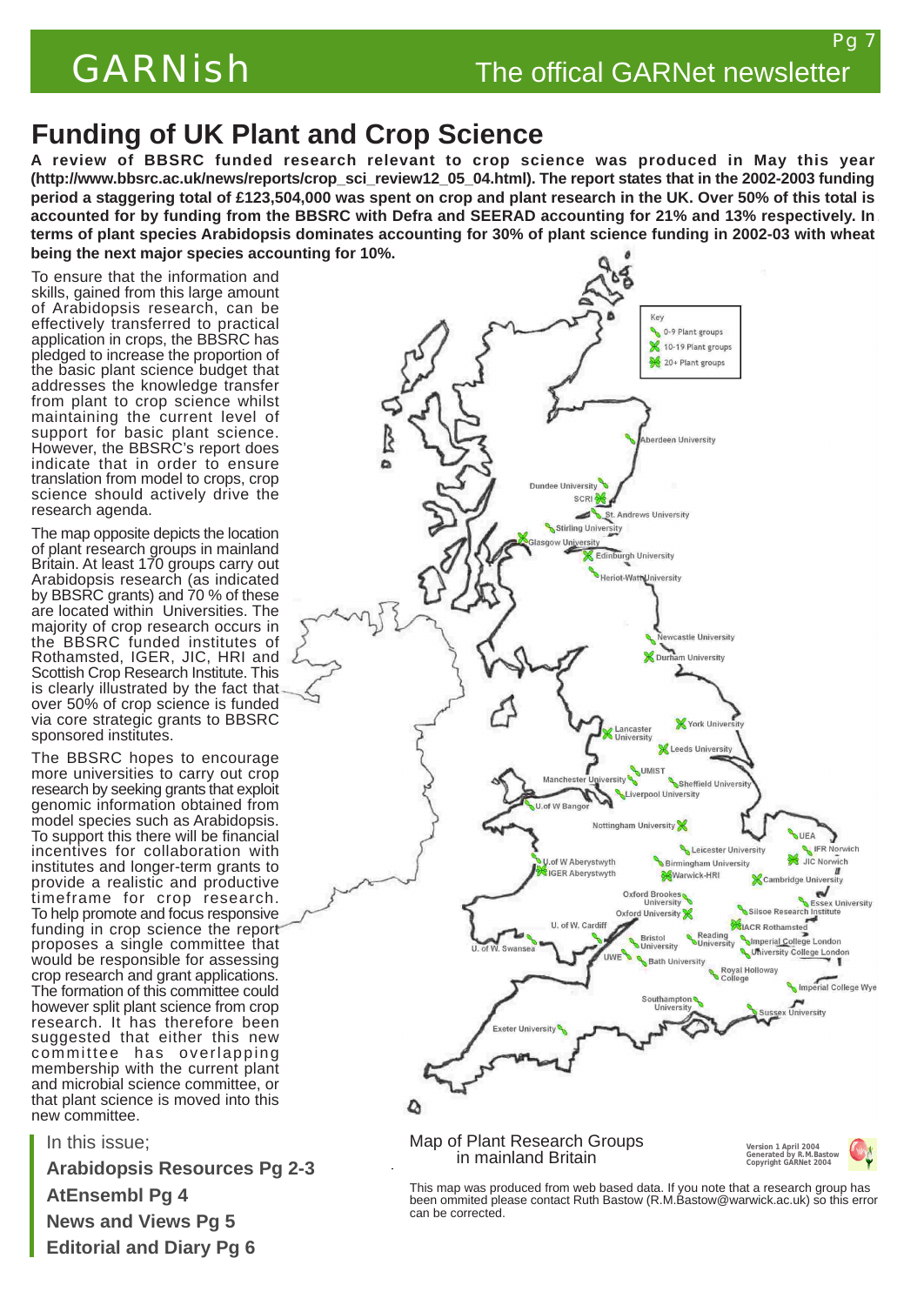# Funding of UK Plant and Crop Science

**A review of BBSRC funded research relevant to crop science was produced in May this year (http://www.bbsrc.ac.uk/news/reports/crop_sci_review12_05_04.html). The report states that in the 2002-2003 funding period a staggering total of £123,504,000 was spent on crop and plant research in the UK. Over 50% of this total is accounted for by funding from the BBSRC with Defra and SEERAD accounting for 21% and 13% respectively. In terms of plant species Arabidopsis dominates accounting for 30% of plant science funding in 2002-03 with wheat being the next major species accounting for 10%.**

To ensure that the information and skills, gained from this large amount of Arabidopsis research, can be effectively transferred to practical application in crops, the BBSRC has pledged to increase the proportion of the basic plant science budget that addresses the knowledge transfer from plant to crop science whilst maintaining the current level of support for basic plant science. However, the BBSRC's report does indicate that in order to ensure translation from model to crops, crop science should actively drive the research agenda.

The map opposite depicts the location of plant research groups in mainland Britain. At least 170 groups carry out Arabidopsis research (as indicated by BBSRC grants) and 70 % of these are located within Universities. The majority of crop research occurs in the BBSRC funded institutes of Rothamsted, IGER, JIC, HRI and Scottish Crop Research Institute. This is clearly illustrated by the fact that over 50% of crop science is funded via core strategic grants to BBSRC sponsored institutes.

The BBSRC hopes to encourage more universities to carry out crop research by seeking grants that exploit genomic information obtained from model species such as Arabidopsis. To support this there will be financial incentives for collaboration with institutes and longer-term grants to provide a realistic and productive timeframe for crop research. To help promote and focus responsive funding in crop science the report proposes a single committee that would be responsible for assessing crop research and grant applications. The formation of this committee could however split plant science from crop research. It has therefore been suggested that either this new committee has overlapping membership with the current plant and microbial science committee, or that plant science is moved into this new committee.

Key: 0-9 Plant groups; 10-19 Plant groups; 20+ Plant groups

Aberdeen University, Dundee University, SCRI, St. Andrews University, Stirling University, Glasgow University, Edinburgh University, Heriot-Watt University, Newcastle University, Durham University, York University, Lancaster University, Leeds University, UMIST, Manchester University, Sheffield University, Liverpool University, U. of W Bangor, Nottingham University, UEA, IFR Norwich, JIC Norwich, Leicester University, U. of W Aberystwyth, IGER Aberystwyth, Birmingham University, Warwick-HRI, Cambridge University, Essex University, Oxford Brookes University, Oxford University, Silsoe Research Institute, IACR Rothamsted, U. of W. Cardiff, U. of W. Swansea, Bristol University, Reading University, Imperial College London, University College London, UWE, Bath University, Royal Holloway College, Imperial College Wye, Southampton University, Sussex University, Exeter University

Map of Plant Research Groups in mainland Britain

Version 1 April 2004
Generated by R.M.Bastow
Copyright GARNet 2004

This map was produced from web based data. If you note that a research group has been ommited please contact Ruth Bastow (R.M.Bastow@warwick.ac.uk) so this error can be corrected.

In this issue;

**Arabidopsis Resources Pg 2-3**
**AtEnsembl Pg 4**
**News and Views Pg 5**
**Editorial and Diary Pg 6**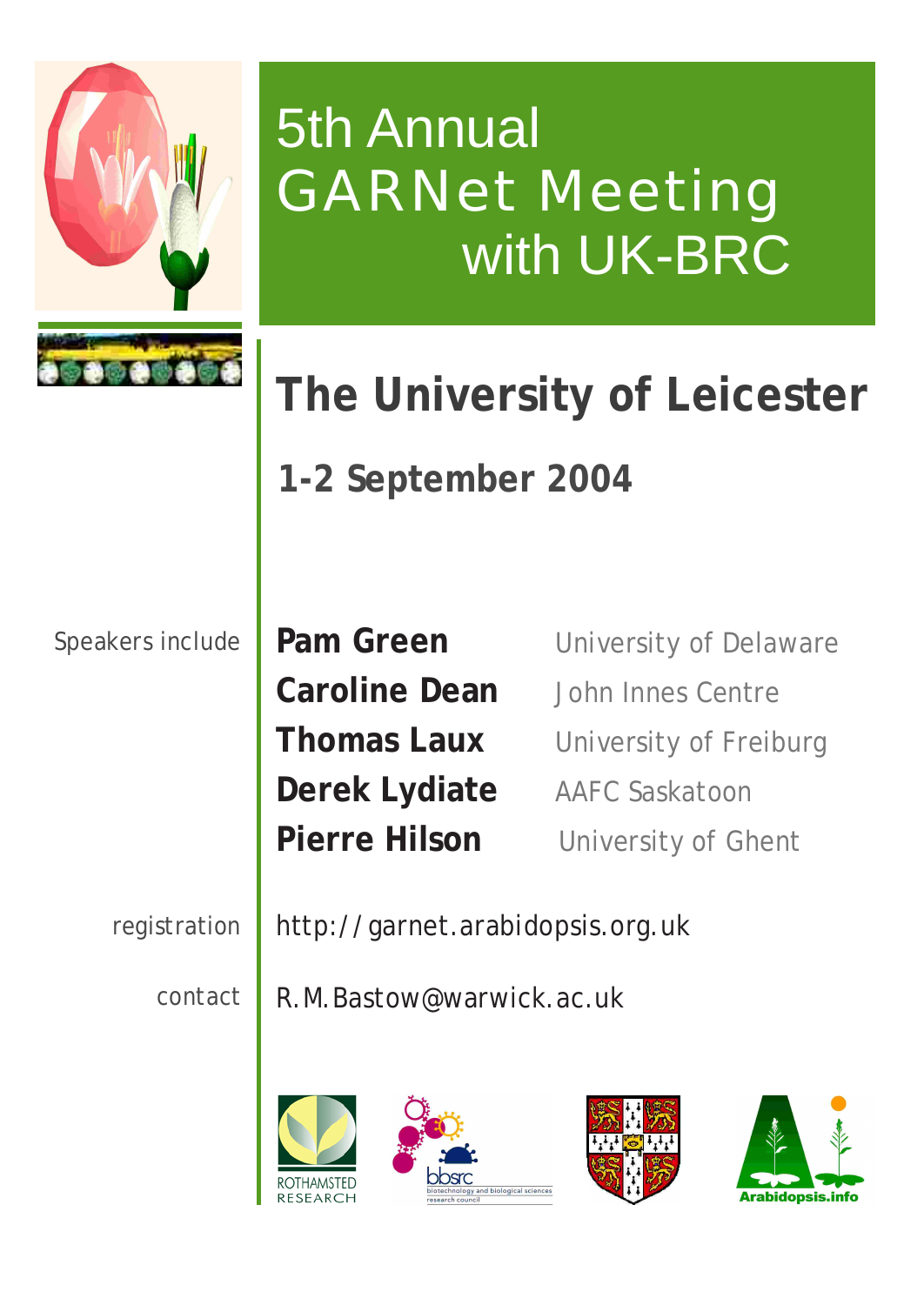# 5th Annual GARNet Meeting with UK-BRC

## The University of Leicester

### 1-2 September 2004

Speakers include

| | |
|---|---|
| **Pam Green** | University of Delaware |
| **Caroline Dean** | John Innes Centre |
| **Thomas Laux** | University of Freiburg |
| **Derek Lydiate** | AAFC Saskatoon |
| **Pierre Hilson** | University of Ghent |

registration http://garnet.arabidopsis.org.uk

contact R.M.Bastow@warwick.ac.uk

ROTHAMSTED RESEARCH

bbsrc biotechnology and biological sciences research council

Arabidopsis.info